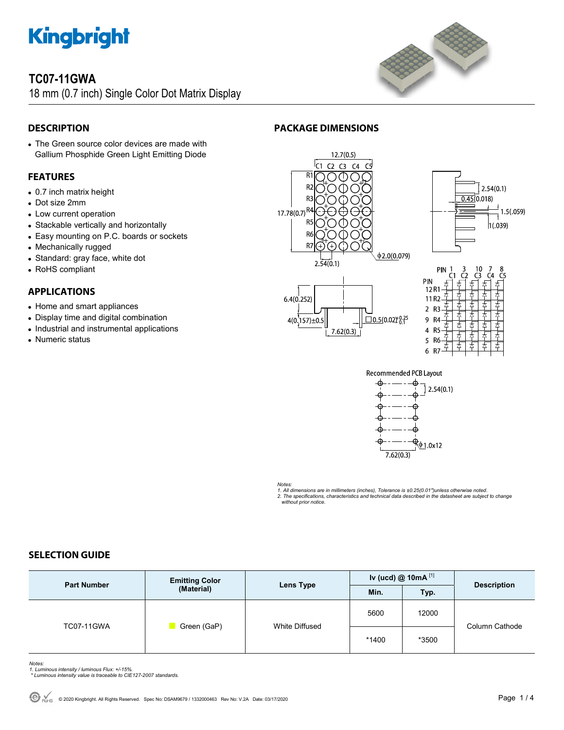# TC07-11GWA

18 mm (0.7 inch) Single Color Dot Matrix Display

## DESCRIPTION

- The Green source color devices are made with Gallium Phosphide Green Light Emitting Diode

## FEATURES

- 0.7 inch matrix height
- Dot size 2mm
- Low current operation
- Stackable vertically and horizontally
- Easy mounting on P.C. boards or sockets
- Mechanically rugged
- Standard: gray face, white dot
- RoHS compliant

## APPLICATIONS

- Home and smart appliances
- Display time and digital combination
- Industrial and instrumental applications
- Numeric status

## PACKAGE DIMENSIONS

Recommended PCB Layout

*Notes:*
*1. All dimensions are in millimeters (inches), Tolerance is ±0.25(0.01")unless otherwise noted.*
*2. The specifications, characteristics and technical data described in the datasheet are subject to change without prior notice.*

## SELECTION GUIDE

| Part Number | Emitting Color (Material) | Lens Type | Iv (ucd) @ 10mA [1] | | Description |
|---|---|---|---|---|---|
| | | | Min. | Typ. | |
| TC07-11GWA | Green (GaP) | White Diffused | 5600 | 12000 | Column Cathode |
| | | | *1400 | *3500 | |

*Notes:*
*1. Luminous intensity / luminous Flux: +/-15%.*
*\* Luminous intensity value is traceable to CIE127-2007 standards.*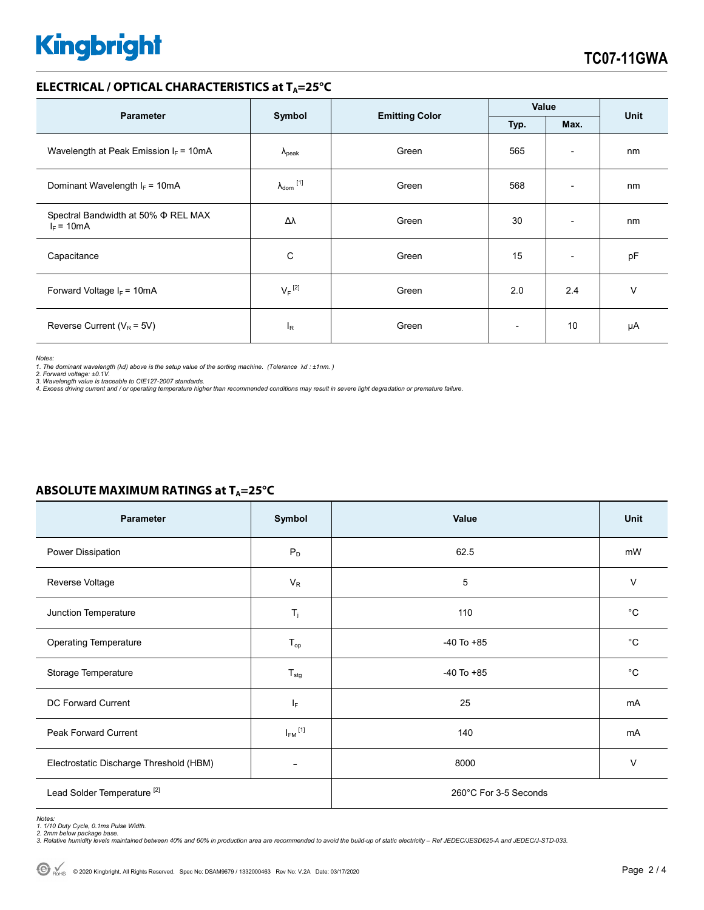## ELECTRICAL / OPTICAL CHARACTERISTICS at $T_A$=25°C

| Parameter | Symbol | Emitting Color | Value | | Unit |
|---|---|---|---|---|---|
| | | | Typ. | Max. | |
| Wavelength at Peak Emission $I_F$ = 10mA | $\lambda_{peak}$ | Green | 565 | - | nm |
| Dominant Wavelength $I_F$ = 10mA | $\lambda_{dom}$ [1] | Green | 568 | - | nm |
| Spectral Bandwidth at 50% Φ REL MAX $I_F$ = 10mA | Δλ | Green | 30 | - | nm |
| Capacitance | C | Green | 15 | - | pF |
| Forward Voltage $I_F$ = 10mA | $V_F$ [2] | Green | 2.0 | 2.4 | V |
| Reverse Current ($V_R$ = 5V) | $I_R$ | Green | - | 10 | μA |

*Notes:*
*1. The dominant wavelength (λd) above is the setup value of the sorting machine. (Tolerance λd : ±1nm. )*
*2. Forward voltage: ±0.1V.*
*3. Wavelength value is traceable to CIE127-2007 standards.*
*4. Excess driving current and / or operating temperature higher than recommended conditions may result in severe light degradation or premature failure.*

## ABSOLUTE MAXIMUM RATINGS at $T_A$=25°C

| Parameter | Symbol | Value | Unit |
|---|---|---|---|
| Power Dissipation | $P_D$ | 62.5 | mW |
| Reverse Voltage | $V_R$ | 5 | V |
| Junction Temperature | $T_j$ | 110 | °C |
| Operating Temperature | $T_{op}$ | -40 To +85 | °C |
| Storage Temperature | $T_{stg}$ | -40 To +85 | °C |
| DC Forward Current | $I_F$ | 25 | mA |
| Peak Forward Current | $I_{FM}$ [1] | 140 | mA |
| Electrostatic Discharge Threshold (HBM) | - | 8000 | V |
| Lead Solder Temperature [2] | | 260°C For 3-5 Seconds | |

*Notes:*
*1. 1/10 Duty Cycle, 0.1ms Pulse Width.*
*2. 2mm below package base.*
*3. Relative humidity levels maintained between 40% and 60% in production area are recommended to avoid the build-up of static electricity – Ref JEDEC/JESD625-A and JEDEC/J-STD-033.*

© 2020 Kingbright. All Rights Reserved. Spec No: DSAM9679 / 1332000463 Rev No: V.2A Date: 03/17/2020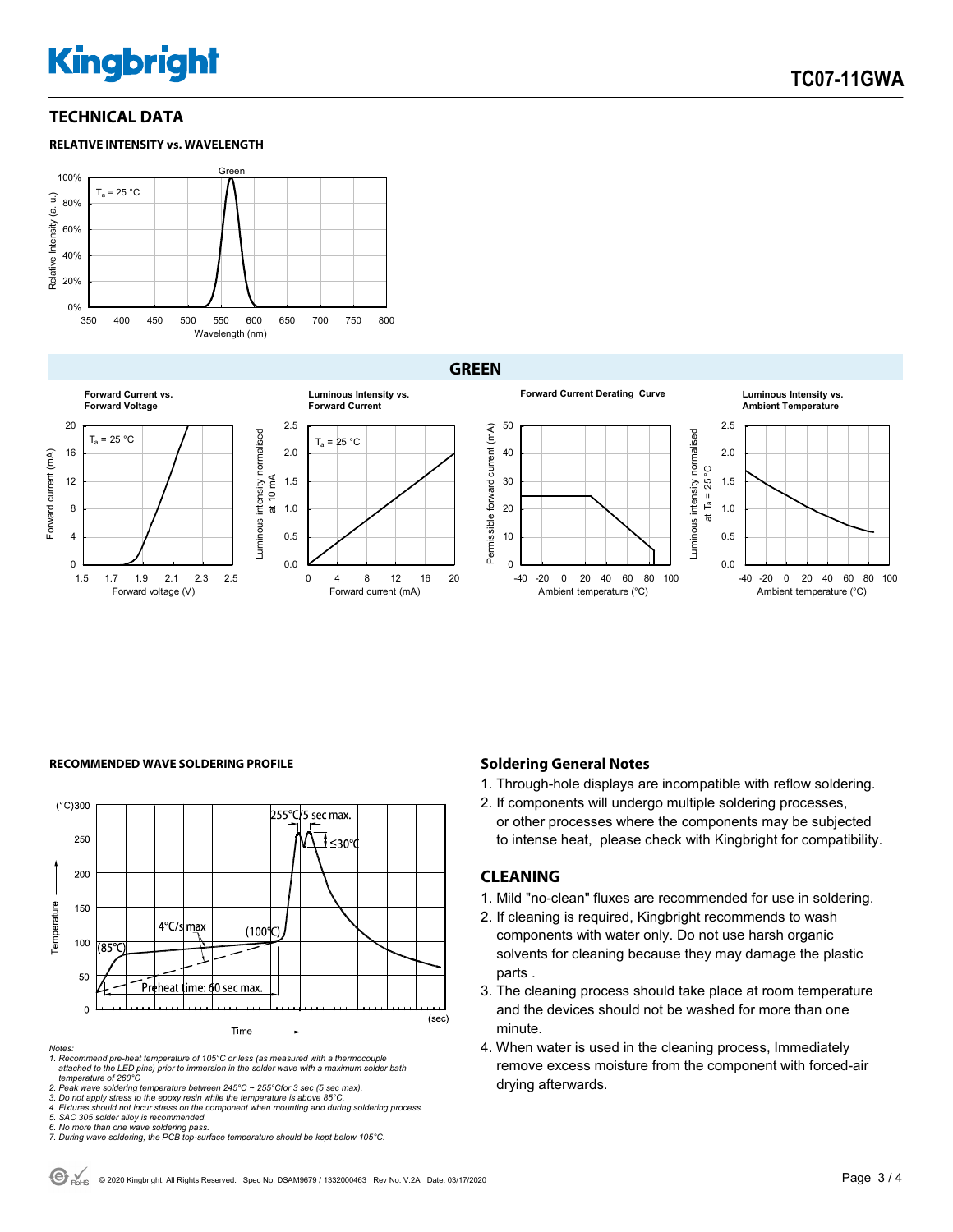## TECHNICAL DATA

### RELATIVE INTENSITY vs. WAVELENGTH

### GREEN

**Forward Current vs. Forward Voltage**

**Luminous Intensity vs. Forward Current**

**Forward Current Derating Curve**

**Luminous Intensity vs. Ambient Temperature**

### RECOMMENDED WAVE SOLDERING PROFILE

*Notes:*
*1. Recommend pre-heat temperature of 105°C or less (as measured with a thermocouple attached to the LED pins) prior to immersion in the solder wave with a maximum solder bath temperature of 260°C*
*2. Peak wave soldering temperature between 245°C ~ 255°Cfor 3 sec (5 sec max).*
*3. Do not apply stress to the epoxy resin while the temperature is above 85°C.*
*4. Fixtures should not incur stress on the component when mounting and during soldering process.*
*5. SAC 305 solder alloy is recommended.*
*6. No more than one wave soldering pass.*
*7. During wave soldering, the PCB top-surface temperature should be kept below 105°C.*

## Soldering General Notes

1. Through-hole displays are incompatible with reflow soldering.
2. If components will undergo multiple soldering processes, or other processes where the components may be subjected to intense heat, please check with Kingbright for compatibility.

## CLEANING

1. Mild "no-clean" fluxes are recommended for use in soldering.
2. If cleaning is required, Kingbright recommends to wash components with water only. Do not use harsh organic solvents for cleaning because they may damage the plastic parts .
3. The cleaning process should take place at room temperature and the devices should not be washed for more than one minute.
4. When water is used in the cleaning process, Immediately remove excess moisture from the component with forced-air drying afterwards.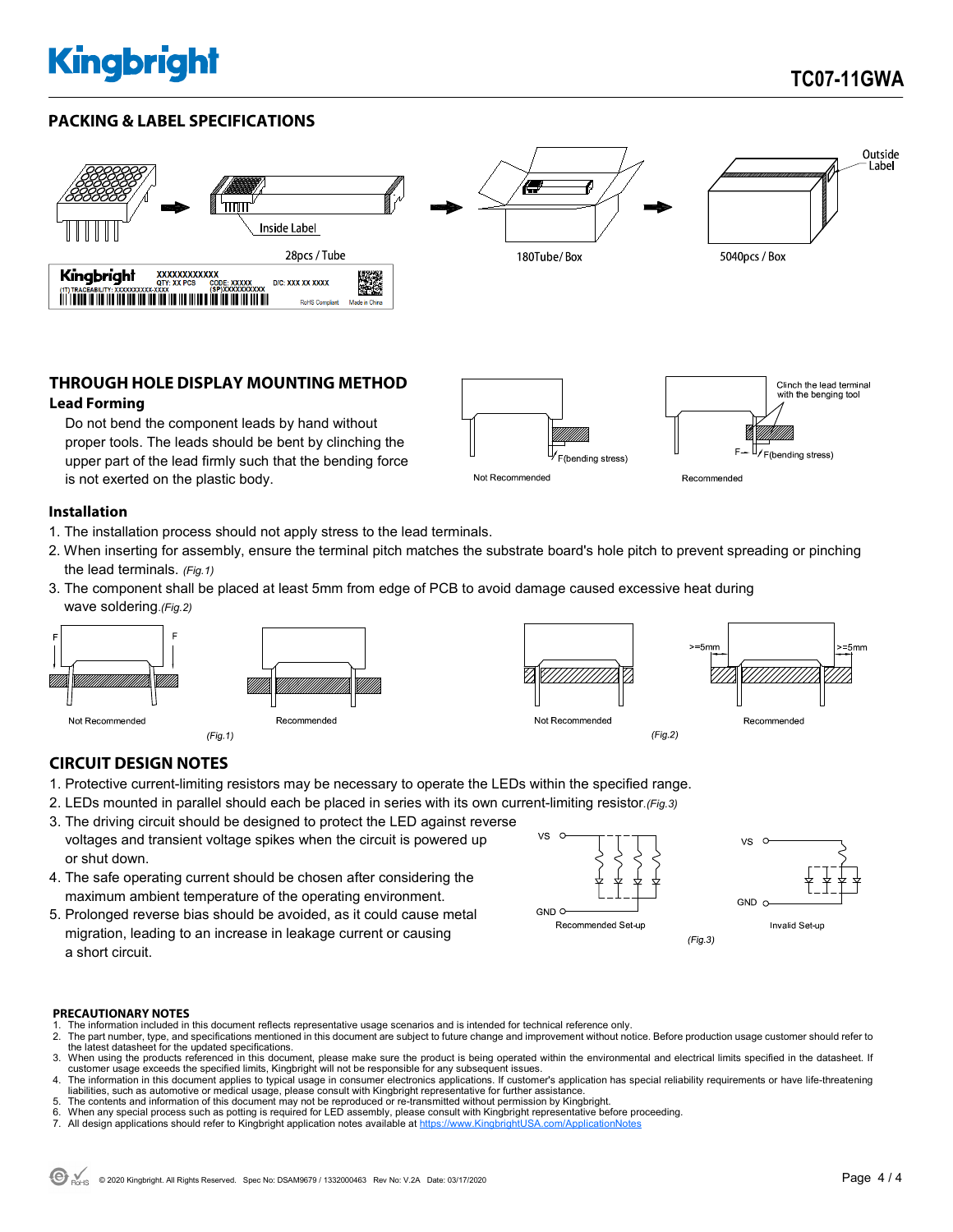## PACKING & LABEL SPECIFICATIONS

Inside Label

28pcs / Tube

180Tube/ Box

5040pcs / Box

Outside Label

## THROUGH HOLE DISPLAY MOUNTING METHOD

### Lead Forming

Do not bend the component leads by hand without proper tools. The leads should be bent by clinching the upper part of the lead firmly such that the bending force is not exerted on the plastic body.

F(bending stress)

Not Recommended

Clinch the lead terminal with the benging tool

F(bending stress)

Recommended

### Installation

1. The installation process should not apply stress to the lead terminals.
2. When inserting for assembly, ensure the terminal pitch matches the substrate board's hole pitch to prevent spreading or pinching the lead terminals. *(Fig.1)*
3. The component shall be placed at least 5mm from edge of PCB to avoid damage caused excessive heat during wave soldering.*(Fig.2)*

Not Recommended

Recommended

*(Fig.1)*

Not Recommended

>=5mm

>=5mm

Recommended

*(Fig.2)*

## CIRCUIT DESIGN NOTES

1. Protective current-limiting resistors may be necessary to operate the LEDs within the specified range.
2. LEDs mounted in parallel should each be placed in series with its own current-limiting resistor.*(Fig.3)*
3. The driving circuit should be designed to protect the LED against reverse voltages and transient voltage spikes when the circuit is powered up or shut down.
4. The safe operating current should be chosen after considering the maximum ambient temperature of the operating environment.
5. Prolonged reverse bias should be avoided, as it could cause metal migration, leading to an increase in leakage current or causing a short circuit.

VS

GND

Recommended Set-up

VS

GND

Invalid Set-up

*(Fig.3)*

### PRECAUTIONARY NOTES

1. The information included in this document reflects representative usage scenarios and is intended for technical reference only.
2. The part number, type, and specifications mentioned in this document are subject to future change and improvement without notice. Before production usage customer should refer to the latest datasheet for the updated specifications.
3. When using the products referenced in this document, please make sure the product is being operated within the environmental and electrical limits specified in the datasheet. If customer usage exceeds the specified limits, Kingbright will not be responsible for any subsequent issues.
4. The information in this document applies to typical usage in consumer electronics applications. If customer's application has special reliability requirements or have life-threatening liabilities, such as automotive or medical usage, please consult with Kingbright representative for further assistance.
5. The contents and information of this document may not be reproduced or re-transmitted without permission by Kingbright.
6. When any special process such as potting is required for LED assembly, please consult with Kingbright representative before proceeding.
7. All design applications should refer to Kingbright application notes available at https://www.KingbrightUSA.com/ApplicationNotes

© 2020 Kingbright. All Rights Reserved. Spec No: DSAM9679 / 1332000463 Rev No: V.2A Date: 03/17/2020